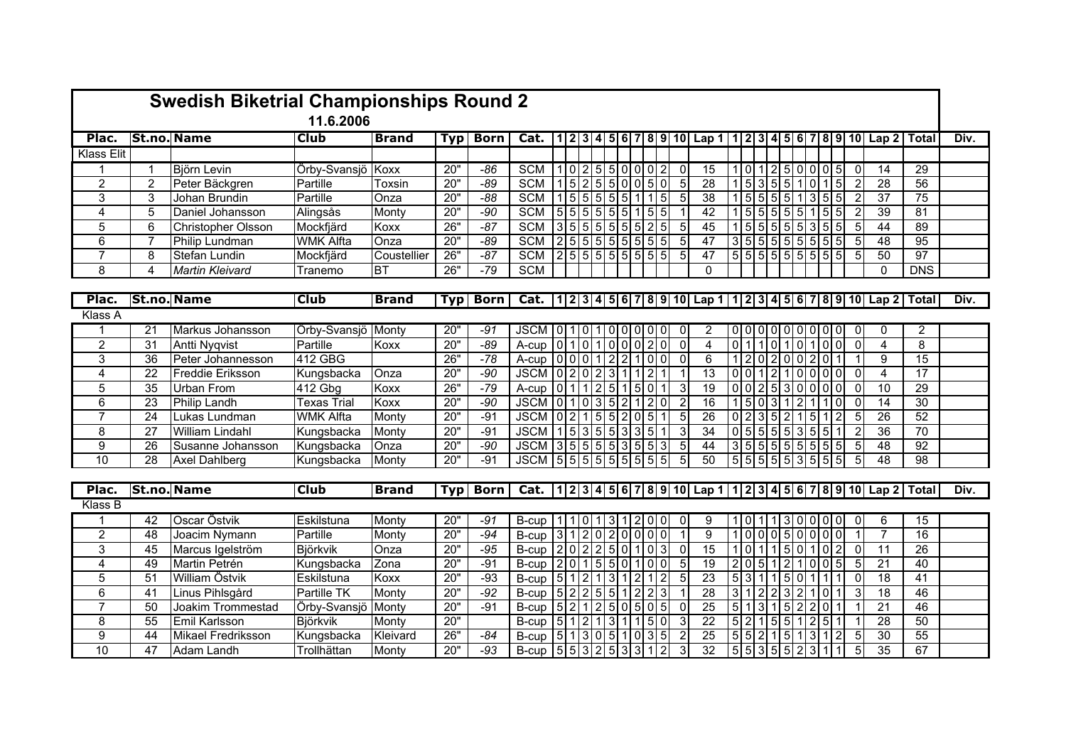# Swedish Biketrial Championships Round 2

**11.6.2006**

| Plac. | St.no. | Name | Club | Brand | Typ | Born | Cat. | 1 | 2 | 3 | 4 | 5 | 6 | 7 | 8 | 9 | 10 | Lap 1 | 1 | 2 | 3 | 4 | 5 | 6 | 7 | 8 | 9 | 10 | Lap 2 | Total | Div. |
|---|---|---|---|---|---|---|---|---|---|---|---|---|---|---|---|---|---|---|---|---|---|---|---|---|---|---|---|---|---|---|---|
| Klass Elit | | | | | | | | | | | | | | | | | | | | | | | | | | | | | | | |
| 1 | 1 | Björn Levin | Örby-Svansjö | Koxx | 20" | *-86* | SCM | 1 | 0 | 2 | 5 | 5 | 0 | 0 | 0 | 2 | 0 | 15 | 1 | 0 | 1 | 2 | 5 | 0 | 0 | 0 | 5 | 0 | 14 | 29 | |
| 2 | 2 | Peter Bäckgren | Partille | Toxsin | 20" | *-89* | SCM | 1 | 5 | 2 | 5 | 5 | 0 | 0 | 5 | 0 | 5 | 28 | 1 | 5 | 3 | 5 | 5 | 1 | 0 | 1 | 5 | 2 | 28 | 56 | |
| 3 | 3 | Johan Brundin | Partille | Onza | 20" | *-88* | SCM | 1 | 5 | 5 | 5 | 5 | 5 | 1 | 1 | 5 | 5 | 38 | 1 | 5 | 5 | 5 | 5 | 1 | 3 | 5 | 5 | 2 | 37 | 75 | |
| 4 | 5 | Daniel Johansson | Alingsås | Monty | 20" | *-90* | SCM | 5 | 5 | 5 | 5 | 5 | 5 | 1 | 5 | 5 | 1 | 42 | 1 | 5 | 5 | 5 | 5 | 5 | 1 | 5 | 5 | 2 | 39 | 81 | |
| 5 | 6 | Christopher Olsson | Mockfjärd | Koxx | 26" | *-87* | SCM | 3 | 5 | 5 | 5 | 5 | 5 | 5 | 2 | 5 | 5 | 45 | 1 | 5 | 5 | 5 | 5 | 5 | 3 | 5 | 5 | 5 | 44 | 89 | |
| 6 | 7 | Philip Lundman | WMK Alfta | Onza | 20" | *-89* | SCM | 2 | 5 | 5 | 5 | 5 | 5 | 5 | 5 | 5 | 5 | 47 | 3 | 5 | 5 | 5 | 5 | 5 | 5 | 5 | 5 | 5 | 48 | 95 | |
| 7 | 8 | Stefan Lundin | Mockfjärd | Coustellier | 26" | *-87* | SCM | 2 | 5 | 5 | 5 | 5 | 5 | 5 | 5 | 5 | 5 | 47 | 5 | 5 | 5 | 5 | 5 | 5 | 5 | 5 | 5 | 5 | 50 | 97 | |
| 8 | 4 | *Martin Kleivard* | Tranemo | BT | 26" | *-79* | SCM | | | | | | | | | | | 0 | | | | | | | | | | | 0 | DNS | |

| Plac. | St.no. | Name | Club | Brand | Typ | Born | Cat. | 1 | 2 | 3 | 4 | 5 | 6 | 7 | 8 | 9 | 10 | Lap 1 | 1 | 2 | 3 | 4 | 5 | 6 | 7 | 8 | 9 | 10 | Lap 2 | Total | Div. |
|---|---|---|---|---|---|---|---|---|---|---|---|---|---|---|---|---|---|---|---|---|---|---|---|---|---|---|---|---|---|---|---|
| Klass A | | | | | | | | | | | | | | | | | | | | | | | | | | | | | | | |
| 1 | 21 | Markus Johansson | Örby-Svansjö | Monty | 20" | *-91* | JSCM | 0 | 1 | 0 | 1 | 0 | 0 | 0 | 0 | 0 | 0 | 2 | 0 | 0 | 0 | 0 | 0 | 0 | 0 | 0 | 0 | 0 | 0 | 2 | |
| 2 | 31 | Antti Nyqvist | Partille | Koxx | 20" | *-89* | A-cup | 0 | 1 | 0 | 1 | 0 | 0 | 0 | 2 | 0 | 0 | 4 | 0 | 1 | 1 | 0 | 1 | 0 | 1 | 0 | 0 | 0 | 4 | 8 | |
| 3 | 36 | Peter Johannesson | 412 GBG | | 26" | *-78* | A-cup | 0 | 0 | 0 | 1 | 2 | 2 | 1 | 0 | 0 | 0 | 6 | 1 | 2 | 0 | 2 | 0 | 0 | 2 | 0 | 1 | 1 | 9 | 15 | |
| 4 | 22 | Freddie Eriksson | Kungsbacka | Onza | 20" | *-90* | JSCM | 0 | 2 | 0 | 2 | 3 | 1 | 1 | 2 | 1 | 1 | 13 | 0 | 0 | 1 | 2 | 1 | 0 | 0 | 0 | 0 | 0 | 4 | 17 | |
| 5 | 35 | Urban From | 412 Gbg | Koxx | 26" | *-79* | A-cup | 0 | 1 | 1 | 2 | 5 | 1 | 5 | 0 | 1 | 3 | 19 | 0 | 0 | 2 | 5 | 3 | 0 | 0 | 0 | 0 | 0 | 10 | 29 | |
| 6 | 23 | Philip Landh | Texas Trial | Koxx | 20" | *-90* | JSCM | 0 | 1 | 0 | 3 | 5 | 2 | 1 | 2 | 0 | 2 | 16 | 1 | 5 | 0 | 3 | 1 | 2 | 1 | 1 | 0 | 0 | 14 | 30 | |
| 7 | 24 | Lukas Lundman | WMK Alfta | Monty | 20" | *-91* | JSCM | 0 | 2 | 1 | 5 | 5 | 2 | 0 | 5 | 1 | 5 | 26 | 0 | 2 | 3 | 5 | 2 | 1 | 5 | 1 | 2 | 5 | 26 | 52 | |
| 8 | 27 | William Lindahl | Kungsbacka | Monty | 20" | *-91* | JSCM | 1 | 5 | 3 | 5 | 5 | 3 | 3 | 5 | 1 | 3 | 34 | 0 | 5 | 5 | 5 | 5 | 3 | 5 | 5 | 1 | 2 | 36 | 70 | |
| 9 | 26 | Susanne Johansson | Kungsbacka | Onza | 20" | *-90* | JSCM | 3 | 5 | 5 | 5 | 5 | 3 | 5 | 5 | 3 | 5 | 44 | 3 | 5 | 5 | 5 | 5 | 5 | 5 | 5 | 5 | 5 | 48 | 92 | |
| 10 | 28 | Axel Dahlberg | Kungsbacka | Monty | 20" | *-91* | JSCM | 5 | 5 | 5 | 5 | 5 | 5 | 5 | 5 | 5 | 5 | 50 | 5 | 5 | 5 | 5 | 5 | 3 | 5 | 5 | 5 | 5 | 48 | 98 | |

| Plac. | St.no. | Name | Club | Brand | Typ | Born | Cat. | 1 | 2 | 3 | 4 | 5 | 6 | 7 | 8 | 9 | 10 | Lap 1 | 1 | 2 | 3 | 4 | 5 | 6 | 7 | 8 | 9 | 10 | Lap 2 | Total | Div. |
|---|---|---|---|---|---|---|---|---|---|---|---|---|---|---|---|---|---|---|---|---|---|---|---|---|---|---|---|---|---|---|---|
| Klass B | | | | | | | | | | | | | | | | | | | | | | | | | | | | | | | |
| 1 | 42 | Oscar Östvik | Eskilstuna | Monty | 20" | *-91* | B-cup | 1 | 1 | 0 | 1 | 3 | 1 | 2 | 0 | 0 | 0 | 9 | 1 | 0 | 1 | 1 | 3 | 0 | 0 | 0 | 0 | 0 | 6 | 15 | |
| 2 | 48 | Joacim Nymann | Partille | Monty | 20" | *-94* | B-cup | 3 | 1 | 2 | 0 | 2 | 0 | 0 | 0 | 0 | 1 | 9 | 1 | 0 | 0 | 0 | 5 | 0 | 0 | 0 | 0 | 1 | 7 | 16 | |
| 3 | 45 | Marcus Igelström | Björkvik | Onza | 20" | *-95* | B-cup | 2 | 0 | 2 | 2 | 5 | 0 | 1 | 0 | 3 | 0 | 15 | 1 | 0 | 1 | 1 | 5 | 0 | 1 | 0 | 2 | 0 | 11 | 26 | |
| 4 | 49 | Martin Petrén | Kungsbacka | Zona | 20" | *-91* | B-cup | 2 | 0 | 1 | 5 | 5 | 0 | 1 | 0 | 0 | 5 | 19 | 2 | 0 | 5 | 1 | 2 | 1 | 0 | 0 | 5 | 5 | 21 | 40 | |
| 5 | 51 | William Östvik | Eskilstuna | Koxx | 20" | *-93* | B-cup | 5 | 1 | 2 | 1 | 3 | 1 | 2 | 1 | 2 | 5 | 23 | 5 | 3 | 1 | 1 | 5 | 0 | 1 | 1 | 1 | 0 | 18 | 41 | |
| 6 | 41 | Linus Pihlsgård | Partille TK | Monty | 20" | *-92* | B-cup | 5 | 2 | 2 | 5 | 5 | 1 | 2 | 2 | 3 | 1 | 28 | 3 | 1 | 2 | 2 | 3 | 2 | 1 | 0 | 1 | 3 | 18 | 46 | |
| 7 | 50 | Joakim Trommestad | Örby-Svansjö | Monty | 20" | -91 | B-cup | 5 | 2 | 1 | 2 | 5 | 0 | 5 | 0 | 5 | 0 | 25 | 5 | 1 | 3 | 1 | 5 | 2 | 2 | 0 | 1 | 1 | 21 | 46 | |
| 8 | 55 | Emil Karlsson | Björkvik | Monty | 20" | | B-cup | 5 | 1 | 2 | 1 | 3 | 1 | 1 | 5 | 0 | 3 | 22 | 5 | 2 | 1 | 5 | 5 | 1 | 2 | 5 | 1 | 1 | 28 | 50 | |
| 9 | 44 | Mikael Fredriksson | Kungsbacka | Kleivard | 26" | *-84* | B-cup | 5 | 1 | 3 | 0 | 5 | 1 | 0 | 3 | 5 | 2 | 25 | 5 | 5 | 2 | 1 | 5 | 1 | 3 | 1 | 2 | 5 | 30 | 55 | |
| 10 | 47 | Adam Landh | Trollhättan | Monty | 20" | *-93* | B-cup | 5 | 5 | 3 | 2 | 5 | 3 | 3 | 1 | 2 | 3 | 32 | 5 | 5 | 3 | 5 | 5 | 2 | 3 | 1 | 1 | 5 | 35 | 67 | |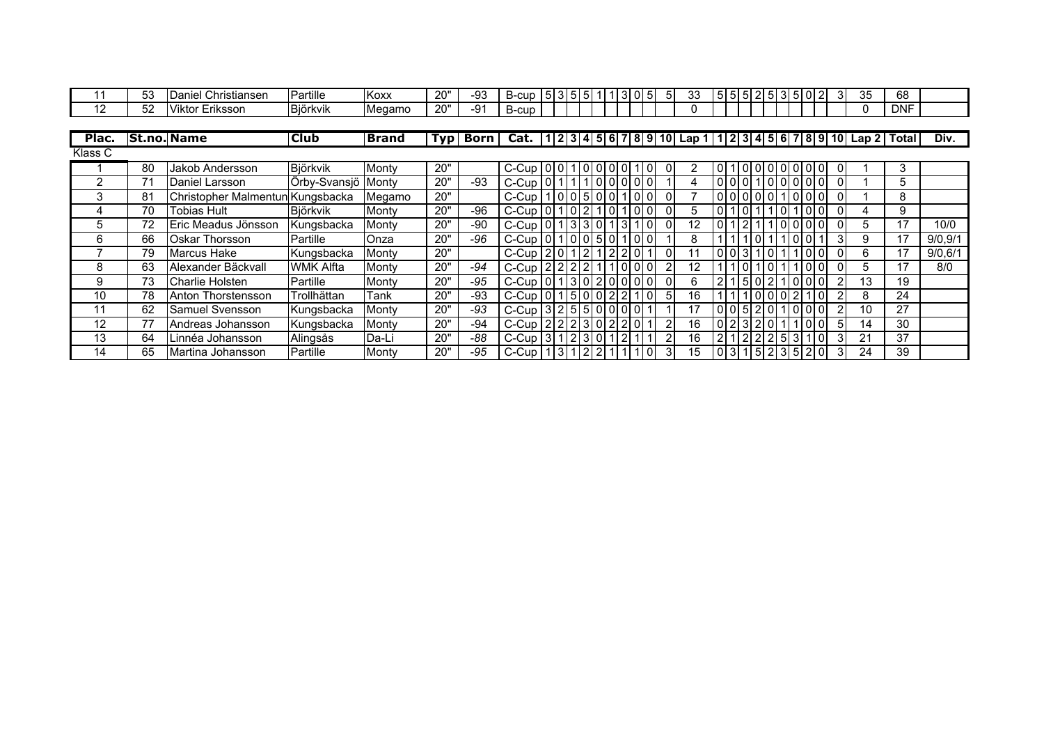| | | | | | | | | | | | | | | | | | | | | | | | | | | | | | | | |
|---|---|---|---|---|---|---|---|---|---|---|---|---|---|---|---|---|---|---|---|---|---|---|---|---|---|---|---|---|---|---|---|
| 11 | 53 | Daniel Christiansen | Partille | Koxx | 20" | -93 | B-cup | 5 | 3 | 5 | 5 | 1 | 1 | 3 | 0 | 5 | 5 | 33 | 5 | 5 | 5 | 2 | 5 | 3 | 5 | 0 | 2 | 3 | 35 | 68 | |
| 12 | 52 | Viktor Eriksson | Björkvik | Megamo | 20" | -91 | B-cup | | | | | | | | | | | 0 | | | | | | | | | | | 0 | DNF | |

| **Plac.** | **St.no.** | **Name** | **Club** | **Brand** | **Typ** | **Born** | **Cat.** | **1** | **2** | **3** | **4** | **5** | **6** | **7** | **8** | **9** | **10** | **Lap 1** | **1** | **2** | **3** | **4** | **5** | **6** | **7** | **8** | **9** | **10** | **Lap 2** | **Total** | **Div.** |
|---|---|---|---|---|---|---|---|---|---|---|---|---|---|---|---|---|---|---|---|---|---|---|---|---|---|---|---|---|---|---|---|
| Klass C | | | | | | | | | | | | | | | | | | | | | | | | | | | | | | | |
| 1 | 80 | Jakob Andersson | Björkvik | Monty | 20" | | C-Cup | 0 | 0 | 1 | 0 | 0 | 0 | 0 | 1 | 0 | 0 | 2 | 0 | 1 | 0 | 0 | 0 | 0 | 0 | 0 | 0 | 0 | 1 | 3 | |
| 2 | 71 | Daniel Larsson | Örby-Svansjö | Monty | 20" | -93 | C-Cup | 0 | 1 | 1 | 1 | 0 | 0 | 0 | 0 | 0 | 1 | 4 | 0 | 0 | 0 | 1 | 0 | 0 | 0 | 0 | 0 | 0 | 1 | 5 | |
| 3 | 81 | Christopher Malmentun | Kungsbacka | Megamo | 20" | | C-Cup | 1 | 0 | 0 | 5 | 0 | 0 | 1 | 0 | 0 | 0 | 7 | 0 | 0 | 0 | 0 | 0 | 1 | 0 | 0 | 0 | 0 | 1 | 8 | |
| 4 | 70 | Tobias Hult | Björkvik | Monty | 20" | -96 | C-Cup | 0 | 1 | 0 | 2 | 1 | 0 | 1 | 0 | 0 | 0 | 5 | 0 | 1 | 0 | 1 | 1 | 0 | 1 | 0 | 0 | 0 | 4 | 9 | |
| 5 | 72 | Eric Meadus Jönsson | Kungsbacka | Monty | 20" | -90 | C-Cup | 0 | 1 | 3 | 3 | 0 | 1 | 3 | 1 | 0 | 0 | 12 | 0 | 1 | 2 | 1 | 1 | 0 | 0 | 0 | 0 | 0 | 5 | 17 | 10/0 |
| 6 | 66 | Oskar Thorsson | Partille | Onza | 20" | *-96* | C-Cup | 0 | 1 | 0 | 0 | 5 | 0 | 1 | 0 | 0 | 1 | 8 | 1 | 1 | 1 | 0 | 1 | 1 | 0 | 0 | 1 | 3 | 9 | 17 | 9/0,9/1 |
| 7 | 79 | Marcus Hake | Kungsbacka | Monty | 20" | | C-Cup | 2 | 0 | 1 | 2 | 1 | 2 | 2 | 0 | 1 | 0 | 11 | 0 | 0 | 3 | 1 | 0 | 1 | 1 | 0 | 0 | 0 | 6 | 17 | 9/0,6/1 |
| 8 | 63 | Alexander Bäckvall | WMK Alfta | Monty | 20" | *-94* | C-Cup | 2 | 2 | 2 | 2 | 1 | 1 | 0 | 0 | 0 | 2 | 12 | 1 | 1 | 0 | 1 | 0 | 1 | 1 | 0 | 0 | 0 | 5 | 17 | 8/0 |
| 9 | 73 | Charlie Holsten | Partille | Monty | 20" | *-95* | C-Cup | 0 | 1 | 3 | 0 | 2 | 0 | 0 | 0 | 0 | 0 | 6 | 2 | 1 | 5 | 0 | 2 | 1 | 0 | 0 | 0 | 2 | 13 | 19 | |
| 10 | 78 | Anton Thorstensson | Trollhättan | Tank | 20" | -93 | C-Cup | 0 | 1 | 5 | 0 | 0 | 2 | 2 | 1 | 0 | 5 | 16 | 1 | 1 | 1 | 0 | 0 | 0 | 2 | 1 | 0 | 2 | 8 | 24 | |
| 11 | 62 | Samuel Svensson | Kungsbacka | Monty | 20" | *-93* | C-Cup | 3 | 2 | 5 | 5 | 0 | 0 | 0 | 0 | 1 | 1 | 17 | 0 | 0 | 5 | 2 | 0 | 1 | 0 | 0 | 0 | 2 | 10 | 27 | |
| 12 | 77 | Andreas Johansson | Kungsbacka | Monty | 20" | -94 | C-Cup | 2 | 2 | 2 | 3 | 0 | 2 | 2 | 0 | 1 | 2 | 16 | 0 | 2 | 3 | 2 | 0 | 1 | 1 | 0 | 0 | 5 | 14 | 30 | |
| 13 | 64 | Linnéa Johansson | Alingsås | Da-Li | 20" | *-88* | C-Cup | 3 | 1 | 2 | 3 | 0 | 1 | 2 | 1 | 1 | 2 | 16 | 2 | 1 | 2 | 2 | 2 | 5 | 3 | 1 | 0 | 3 | 21 | 37 | |
| 14 | 65 | Martina Johansson | Partille | Monty | 20" | *-95* | C-Cup | 1 | 3 | 1 | 2 | 2 | 1 | 1 | 1 | 0 | 3 | 15 | 0 | 3 | 1 | 5 | 2 | 3 | 5 | 2 | 0 | 3 | 24 | 39 | |